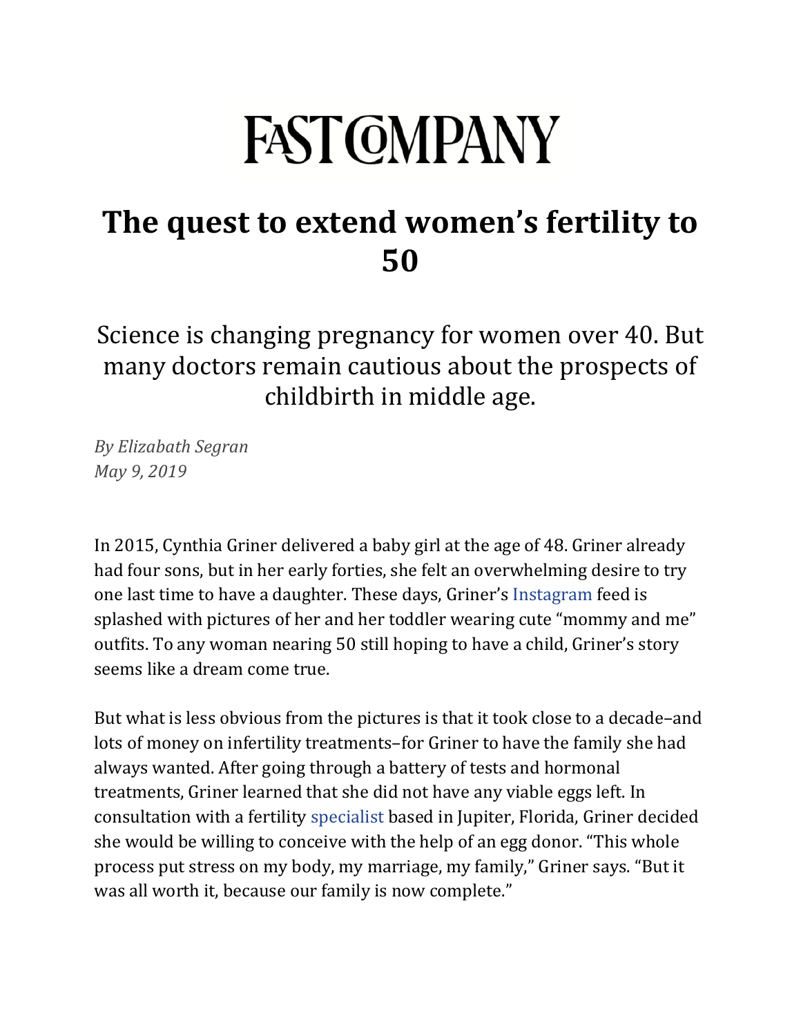# FAST COMPANY

## The quest to extend women's fertility to 50

Science is changing pregnancy for women over 40. But many doctors remain cautious about the prospects of childbirth in middle age.

*By Elizabath Segran*
*May 9, 2019*

In 2015, Cynthia Griner delivered a baby girl at the age of 48. Griner already had four sons, but in her early forties, she felt an overwhelming desire to try one last time to have a daughter. These days, Griner's Instagram feed is splashed with pictures of her and her toddler wearing cute "mommy and me" outfits. To any woman nearing 50 still hoping to have a child, Griner's story seems like a dream come true.

But what is less obvious from the pictures is that it took close to a decade–and lots of money on infertility treatments–for Griner to have the family she had always wanted. After going through a battery of tests and hormonal treatments, Griner learned that she did not have any viable eggs left. In consultation with a fertility specialist based in Jupiter, Florida, Griner decided she would be willing to conceive with the help of an egg donor. "This whole process put stress on my body, my marriage, my family," Griner says. "But it was all worth it, because our family is now complete."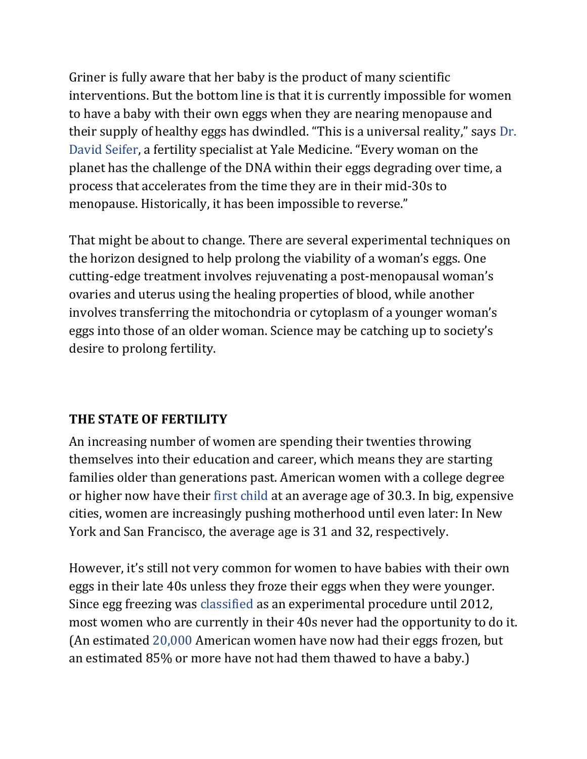Griner is fully aware that her baby is the product of many scientific interventions. But the bottom line is that it is currently impossible for women to have a baby with their own eggs when they are nearing menopause and their supply of healthy eggs has dwindled. "This is a universal reality," says Dr. David Seifer, a fertility specialist at Yale Medicine. "Every woman on the planet has the challenge of the DNA within their eggs degrading over time, a process that accelerates from the time they are in their mid-30s to menopause. Historically, it has been impossible to reverse."

That might be about to change. There are several experimental techniques on the horizon designed to help prolong the viability of a woman's eggs. One cutting-edge treatment involves rejuvenating a post-menopausal woman's ovaries and uterus using the healing properties of blood, while another involves transferring the mitochondria or cytoplasm of a younger woman's eggs into those of an older woman. Science may be catching up to society's desire to prolong fertility.

**THE STATE OF FERTILITY**

An increasing number of women are spending their twenties throwing themselves into their education and career, which means they are starting families older than generations past. American women with a college degree or higher now have their first child at an average age of 30.3. In big, expensive cities, women are increasingly pushing motherhood until even later: In New York and San Francisco, the average age is 31 and 32, respectively.

However, it's still not very common for women to have babies with their own eggs in their late 40s unless they froze their eggs when they were younger. Since egg freezing was classified as an experimental procedure until 2012, most women who are currently in their 40s never had the opportunity to do it. (An estimated 20,000 American women have now had their eggs frozen, but an estimated 85% or more have not had them thawed to have a baby.)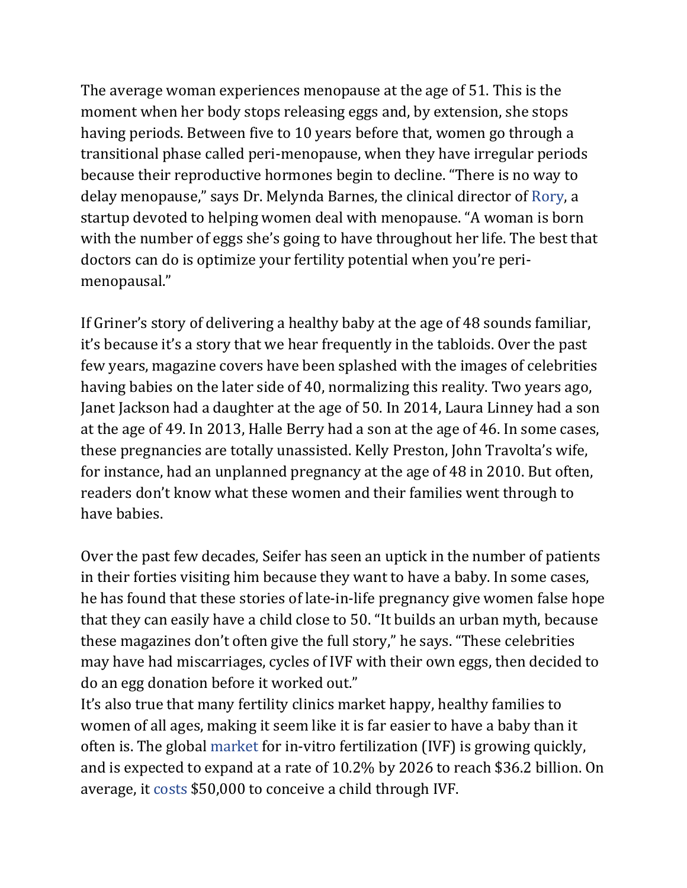The average woman experiences menopause at the age of 51. This is the moment when her body stops releasing eggs and, by extension, she stops having periods. Between five to 10 years before that, women go through a transitional phase called peri-menopause, when they have irregular periods because their reproductive hormones begin to decline. "There is no way to delay menopause," says Dr. Melynda Barnes, the clinical director of Rory, a startup devoted to helping women deal with menopause. "A woman is born with the number of eggs she's going to have throughout her life. The best that doctors can do is optimize your fertility potential when you're peri-menopausal."

If Griner's story of delivering a healthy baby at the age of 48 sounds familiar, it's because it's a story that we hear frequently in the tabloids. Over the past few years, magazine covers have been splashed with the images of celebrities having babies on the later side of 40, normalizing this reality. Two years ago, Janet Jackson had a daughter at the age of 50. In 2014, Laura Linney had a son at the age of 49. In 2013, Halle Berry had a son at the age of 46. In some cases, these pregnancies are totally unassisted. Kelly Preston, John Travolta's wife, for instance, had an unplanned pregnancy at the age of 48 in 2010. But often, readers don't know what these women and their families went through to have babies.

Over the past few decades, Seifer has seen an uptick in the number of patients in their forties visiting him because they want to have a baby. In some cases, he has found that these stories of late-in-life pregnancy give women false hope that they can easily have a child close to 50. "It builds an urban myth, because these magazines don't often give the full story," he says. "These celebrities may have had miscarriages, cycles of IVF with their own eggs, then decided to do an egg donation before it worked out."

It's also true that many fertility clinics market happy, healthy families to women of all ages, making it seem like it is far easier to have a baby than it often is. The global market for in-vitro fertilization (IVF) is growing quickly, and is expected to expand at a rate of 10.2% by 2026 to reach $36.2 billion. On average, it costs $50,000 to conceive a child through IVF.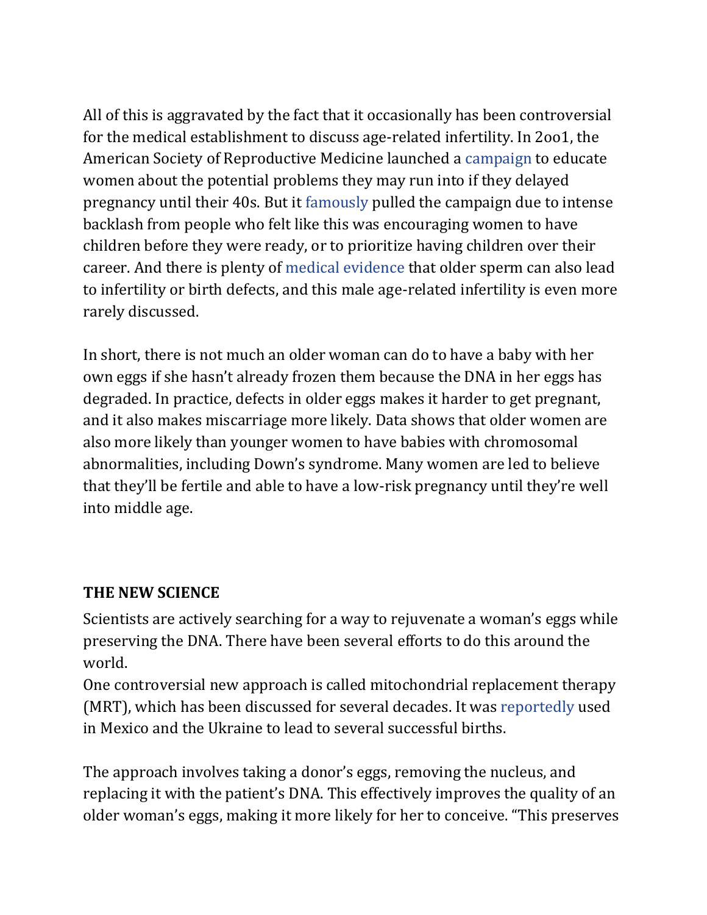All of this is aggravated by the fact that it occasionally has been controversial for the medical establishment to discuss age-related infertility. In 2oo1, the American Society of Reproductive Medicine launched a campaign to educate women about the potential problems they may run into if they delayed pregnancy until their 40s. But it famously pulled the campaign due to intense backlash from people who felt like this was encouraging women to have children before they were ready, or to prioritize having children over their career. And there is plenty of medical evidence that older sperm can also lead to infertility or birth defects, and this male age-related infertility is even more rarely discussed.

In short, there is not much an older woman can do to have a baby with her own eggs if she hasn't already frozen them because the DNA in her eggs has degraded. In practice, defects in older eggs makes it harder to get pregnant, and it also makes miscarriage more likely. Data shows that older women are also more likely than younger women to have babies with chromosomal abnormalities, including Down's syndrome. Many women are led to believe that they'll be fertile and able to have a low-risk pregnancy until they're well into middle age.

**THE NEW SCIENCE**

Scientists are actively searching for a way to rejuvenate a woman's eggs while preserving the DNA. There have been several efforts to do this around the world.

One controversial new approach is called mitochondrial replacement therapy (MRT), which has been discussed for several decades. It was reportedly used in Mexico and the Ukraine to lead to several successful births.

The approach involves taking a donor's eggs, removing the nucleus, and replacing it with the patient's DNA. This effectively improves the quality of an older woman's eggs, making it more likely for her to conceive. "This preserves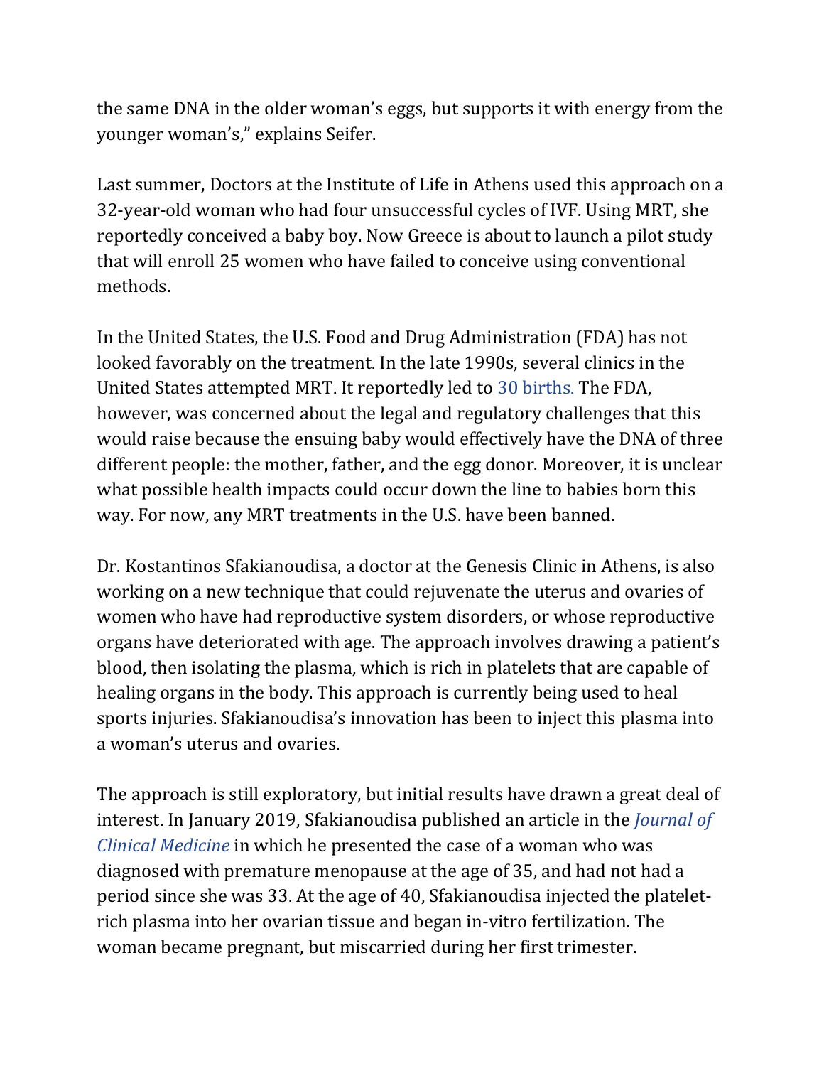the same DNA in the older woman's eggs, but supports it with energy from the younger woman's," explains Seifer.

Last summer, Doctors at the Institute of Life in Athens used this approach on a 32-year-old woman who had four unsuccessful cycles of IVF. Using MRT, she reportedly conceived a baby boy. Now Greece is about to launch a pilot study that will enroll 25 women who have failed to conceive using conventional methods.

In the United States, the U.S. Food and Drug Administration (FDA) has not looked favorably on the treatment. In the late 1990s, several clinics in the United States attempted MRT. It reportedly led to 30 births. The FDA, however, was concerned about the legal and regulatory challenges that this would raise because the ensuing baby would effectively have the DNA of three different people: the mother, father, and the egg donor. Moreover, it is unclear what possible health impacts could occur down the line to babies born this way. For now, any MRT treatments in the U.S. have been banned.

Dr. Kostantinos Sfakianoudisa, a doctor at the Genesis Clinic in Athens, is also working on a new technique that could rejuvenate the uterus and ovaries of women who have had reproductive system disorders, or whose reproductive organs have deteriorated with age. The approach involves drawing a patient's blood, then isolating the plasma, which is rich in platelets that are capable of healing organs in the body. This approach is currently being used to heal sports injuries. Sfakianoudisa's innovation has been to inject this plasma into a woman's uterus and ovaries.

The approach is still exploratory, but initial results have drawn a great deal of interest. In January 2019, Sfakianoudisa published an article in the *Journal of Clinical Medicine* in which he presented the case of a woman who was diagnosed with premature menopause at the age of 35, and had not had a period since she was 33. At the age of 40, Sfakianoudisa injected the platelet-rich plasma into her ovarian tissue and began in-vitro fertilization. The woman became pregnant, but miscarried during her first trimester.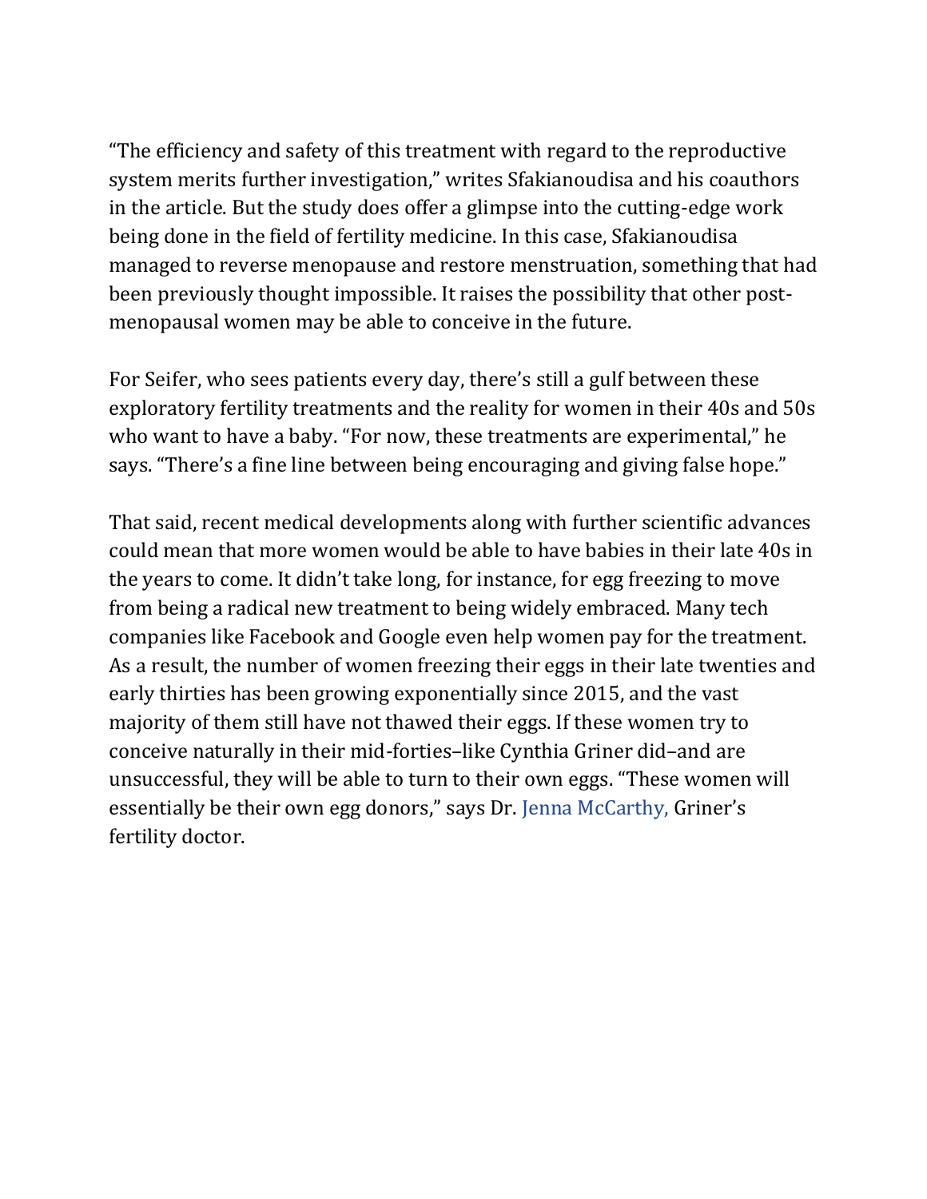"The efficiency and safety of this treatment with regard to the reproductive system merits further investigation," writes Sfakianoudisa and his coauthors in the article. But the study does offer a glimpse into the cutting-edge work being done in the field of fertility medicine. In this case, Sfakianoudisa managed to reverse menopause and restore menstruation, something that had been previously thought impossible. It raises the possibility that other post-menopausal women may be able to conceive in the future.

For Seifer, who sees patients every day, there's still a gulf between these exploratory fertility treatments and the reality for women in their 40s and 50s who want to have a baby. "For now, these treatments are experimental," he says. "There's a fine line between being encouraging and giving false hope."

That said, recent medical developments along with further scientific advances could mean that more women would be able to have babies in their late 40s in the years to come. It didn't take long, for instance, for egg freezing to move from being a radical new treatment to being widely embraced. Many tech companies like Facebook and Google even help women pay for the treatment. As a result, the number of women freezing their eggs in their late twenties and early thirties has been growing exponentially since 2015, and the vast majority of them still have not thawed their eggs. If these women try to conceive naturally in their mid-forties–like Cynthia Griner did–and are unsuccessful, they will be able to turn to their own eggs. "These women will essentially be their own egg donors," says Dr. Jenna McCarthy, Griner's fertility doctor.